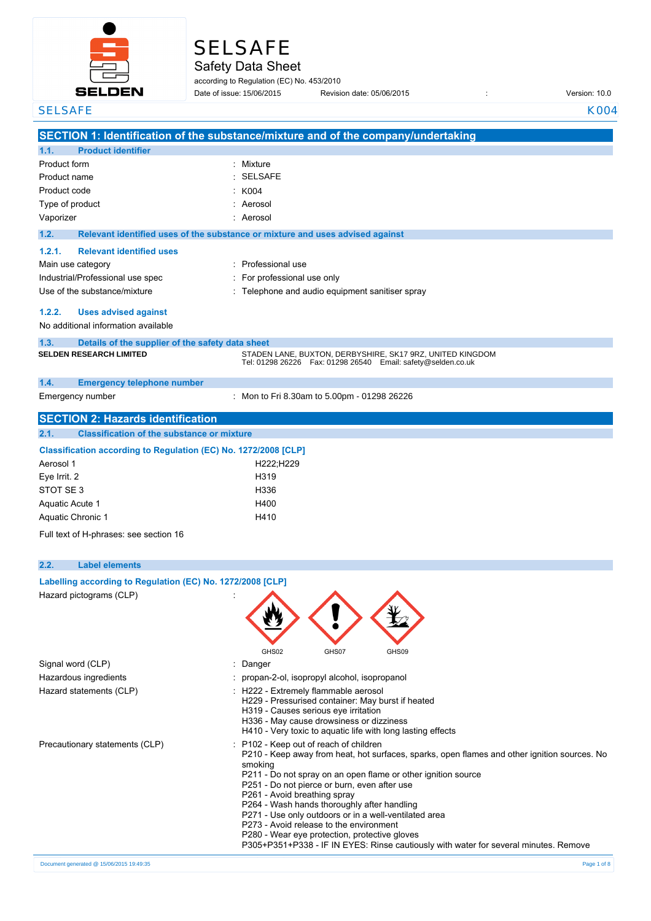# SELSAFE

## Safety Data Sheet

according to Regulation (EC) No. 453/2010

Date of issue: 15/06/2015 Revision date: 05/06/2015 : Version: 10.0

SELSAFE K004

## SECTION 1: Identification of the substance/mixture and of the company/undertaking

### 1.1. Product identifier

| | |
|---|---|
| Product form | : Mixture |
| Product name | : SELSAFE |
| Product code | : K004 |
| Type of product | : Aerosol |
| Vaporizer | : Aerosol |

### 1.2. Relevant identified uses of the substance or mixture and uses advised against

#### 1.2.1. Relevant identified uses

| | |
|---|---|
| Main use category | : Professional use |
| Industrial/Professional use spec | : For professional use only |
| Use of the substance/mixture | : Telephone and audio equipment sanitiser spray |

#### 1.2.2. Uses advised against

No additional information available

### 1.3. Details of the supplier of the safety data sheet

**SELDEN RESEARCH LIMITED**

STADEN LANE, BUXTON, DERBYSHIRE, SK17 9RZ, UNITED KINGDOM
Tel: 01298 26226 Fax: 01298 26540 Email: safety@selden.co.uk

### 1.4. Emergency telephone number

| | |
|---|---|
| Emergency number | : Mon to Fri 8.30am to 5.00pm - 01298 26226 |

## SECTION 2: Hazards identification

### 2.1. Classification of the substance or mixture

**Classification according to Regulation (EC) No. 1272/2008 [CLP]**

| | |
|---|---|
| Aerosol 1 | H222;H229 |
| Eye Irrit. 2 | H319 |
| STOT SE 3 | H336 |
| Aquatic Acute 1 | H400 |
| Aquatic Chronic 1 | H410 |

Full text of H-phrases: see section 16

### 2.2. Label elements

**Labelling according to Regulation (EC) No. 1272/2008 [CLP]**

Hazard pictograms (CLP) :

GHS02 GHS07 GHS09

Signal word (CLP) : Danger

Hazardous ingredients : propan-2-ol, isopropyl alcohol, isopropanol

Hazard statements (CLP) :
- H222 - Extremely flammable aerosol
- H229 - Pressurised container: May burst if heated
- H319 - Causes serious eye irritation
- H336 - May cause drowsiness or dizziness
- H410 - Very toxic to aquatic life with long lasting effects

Precautionary statements (CLP) :
- P102 - Keep out of reach of children
- P210 - Keep away from heat, hot surfaces, sparks, open flames and other ignition sources. No smoking
- P211 - Do not spray on an open flame or other ignition source
- P251 - Do not pierce or burn, even after use
- P261 - Avoid breathing spray
- P264 - Wash hands thoroughly after handling
- P271 - Use only outdoors or in a well-ventilated area
- P273 - Avoid release to the environment
- P280 - Wear eye protection, protective gloves
- P305+P351+P338 - IF IN EYES: Rinse cautiously with water for several minutes. Remove

Document generated @ 15/06/2015 19:49:35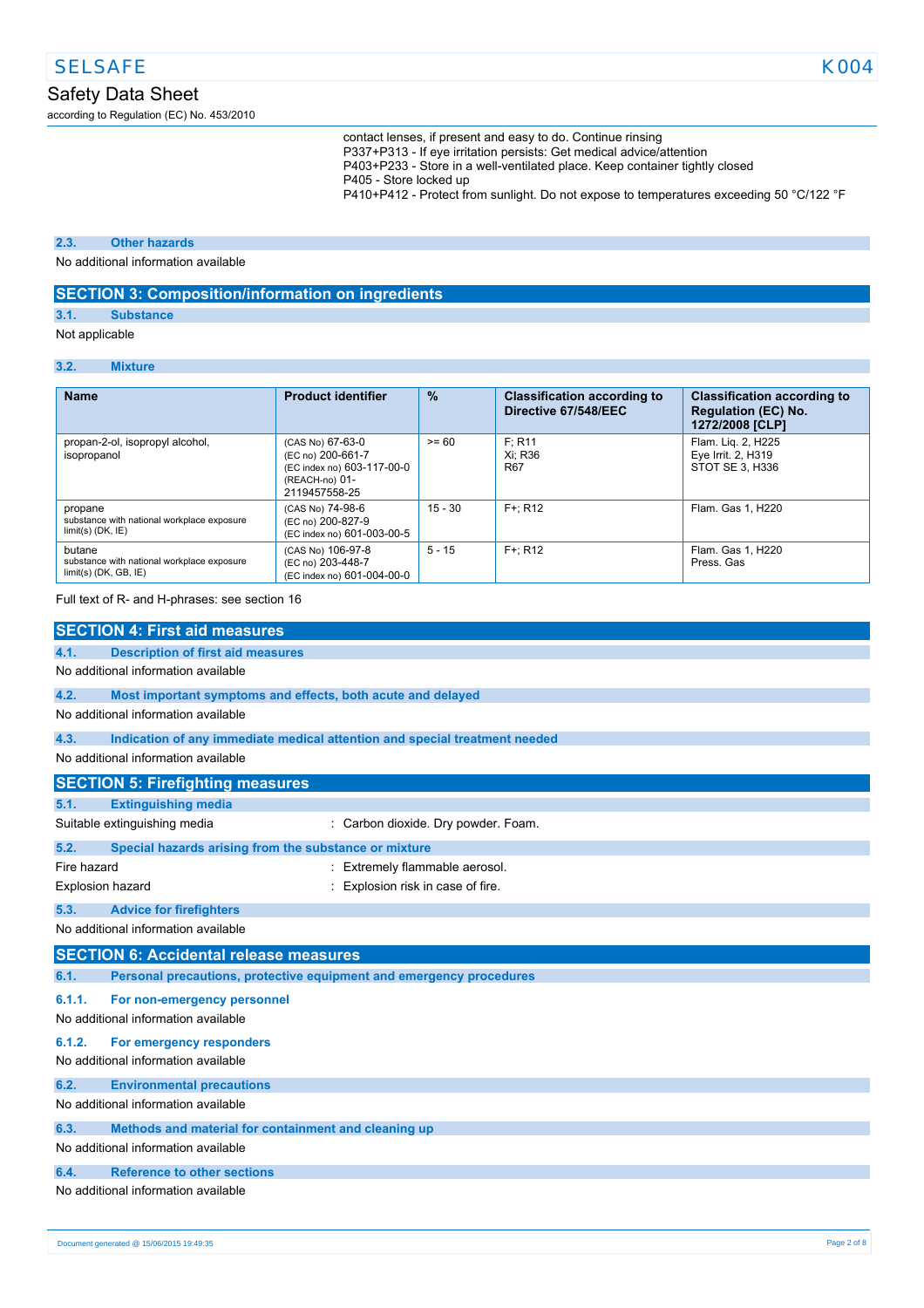contact lenses, if present and easy to do. Continue rinsing
P337+P313 - If eye irritation persists: Get medical advice/attention
P403+P233 - Store in a well-ventilated place. Keep container tightly closed
P405 - Store locked up
P410+P412 - Protect from sunlight. Do not expose to temperatures exceeding 50 °C/122 °F

### 2.3. Other hazards

No additional information available

## SECTION 3: Composition/information on ingredients

### 3.1. Substance

Not applicable

### 3.2. Mixture

| Name | Product identifier | % | Classification according to Directive 67/548/EEC | Classification according to Regulation (EC) No. 1272/2008 [CLP] |
|---|---|---|---|---|
| propan-2-ol, isopropyl alcohol, isopropanol | (CAS No) 67-63-0<br>(EC no) 200-661-7<br>(EC index no) 603-117-00-0<br>(REACH-no) 01-2119457558-25 | >= 60 | F; R11<br>Xi; R36<br>R67 | Flam. Liq. 2, H225<br>Eye Irrit. 2, H319<br>STOT SE 3, H336 |
| propane<br>substance with national workplace exposure limit(s) (DK, IE) | (CAS No) 74-98-6<br>(EC no) 200-827-9<br>(EC index no) 601-003-00-5 | 15 - 30 | F+; R12 | Flam. Gas 1, H220 |
| butane<br>substance with national workplace exposure limit(s) (DK, GB, IE) | (CAS No) 106-97-8<br>(EC no) 203-448-7<br>(EC index no) 601-004-00-0 | 5 - 15 | F+; R12 | Flam. Gas 1, H220<br>Press. Gas |

Full text of R- and H-phrases: see section 16

## SECTION 4: First aid measures

### 4.1. Description of first aid measures

No additional information available

### 4.2. Most important symptoms and effects, both acute and delayed

No additional information available

### 4.3. Indication of any immediate medical attention and special treatment needed

No additional information available

## SECTION 5: Firefighting measures

### 5.1. Extinguishing media

Suitable extinguishing media : Carbon dioxide. Dry powder. Foam.

### 5.2. Special hazards arising from the substance or mixture

Fire hazard : Extremely flammable aerosol.

Explosion hazard : Explosion risk in case of fire.

### 5.3. Advice for firefighters

No additional information available

## SECTION 6: Accidental release measures

### 6.1. Personal precautions, protective equipment and emergency procedures

#### 6.1.1. For non-emergency personnel

No additional information available

#### 6.1.2. For emergency responders

No additional information available

### 6.2. Environmental precautions

No additional information available

### 6.3. Methods and material for containment and cleaning up

No additional information available

### 6.4. Reference to other sections

No additional information available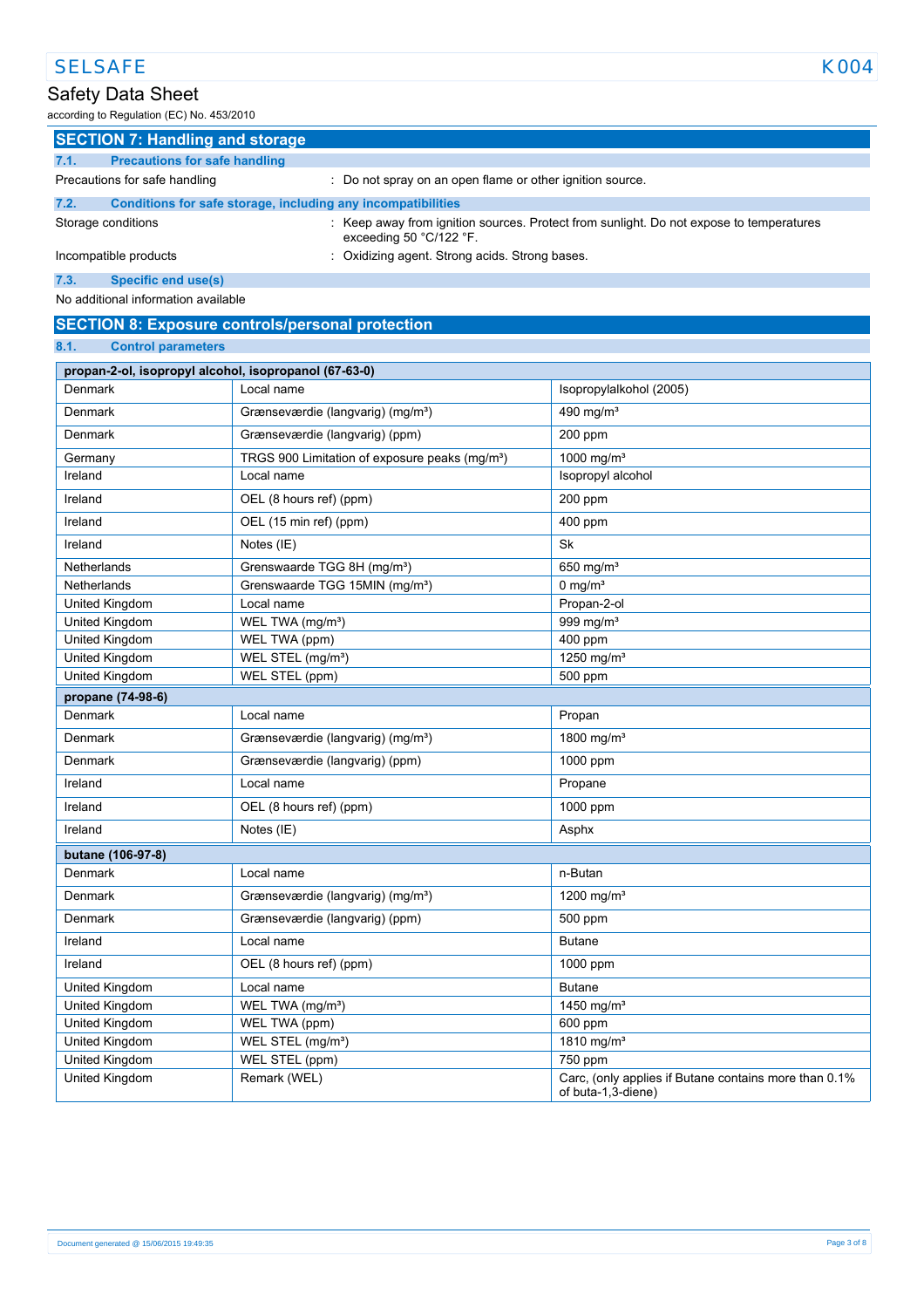## SECTION 7: Handling and storage

### 7.1. Precautions for safe handling

Precautions for safe handling : Do not spray on an open flame or other ignition source.

### 7.2. Conditions for safe storage, including any incompatibilities

Storage conditions : Keep away from ignition sources. Protect from sunlight. Do not expose to temperatures exceeding 50 °C/122 °F.

Incompatible products : Oxidizing agent. Strong acids. Strong bases.

### 7.3. Specific end use(s)

No additional information available

## SECTION 8: Exposure controls/personal protection

### 8.1. Control parameters

| propan-2-ol, isopropyl alcohol, isopropanol (67-63-0) | | |
|---|---|---|
| Denmark | Local name | Isopropylalkohol (2005) |
| Denmark | Grænseværdie (langvarig) (mg/m³) | 490 mg/m³ |
| Denmark | Grænseværdie (langvarig) (ppm) | 200 ppm |
| Germany | TRGS 900 Limitation of exposure peaks (mg/m³) | 1000 mg/m³ |
| Ireland | Local name | Isopropyl alcohol |
| Ireland | OEL (8 hours ref) (ppm) | 200 ppm |
| Ireland | OEL (15 min ref) (ppm) | 400 ppm |
| Ireland | Notes (IE) | Sk |
| Netherlands | Grenswaarde TGG 8H (mg/m³) | 650 mg/m³ |
| Netherlands | Grenswaarde TGG 15MIN (mg/m³) | 0 mg/m³ |
| United Kingdom | Local name | Propan-2-ol |
| United Kingdom | WEL TWA (mg/m³) | 999 mg/m³ |
| United Kingdom | WEL TWA (ppm) | 400 ppm |
| United Kingdom | WEL STEL (mg/m³) | 1250 mg/m³ |
| United Kingdom | WEL STEL (ppm) | 500 ppm |
| **propane (74-98-6)** | | |
| Denmark | Local name | Propan |
| Denmark | Grænseværdie (langvarig) (mg/m³) | 1800 mg/m³ |
| Denmark | Grænseværdie (langvarig) (ppm) | 1000 ppm |
| Ireland | Local name | Propane |
| Ireland | OEL (8 hours ref) (ppm) | 1000 ppm |
| Ireland | Notes (IE) | Asphx |
| **butane (106-97-8)** | | |
| Denmark | Local name | n-Butan |
| Denmark | Grænseværdie (langvarig) (mg/m³) | 1200 mg/m³ |
| Denmark | Grænseværdie (langvarig) (ppm) | 500 ppm |
| Ireland | Local name | Butane |
| Ireland | OEL (8 hours ref) (ppm) | 1000 ppm |
| United Kingdom | Local name | Butane |
| United Kingdom | WEL TWA (mg/m³) | 1450 mg/m³ |
| United Kingdom | WEL TWA (ppm) | 600 ppm |
| United Kingdom | WEL STEL (mg/m³) | 1810 mg/m³ |
| United Kingdom | WEL STEL (ppm) | 750 ppm |
| United Kingdom | Remark (WEL) | Carc, (only applies if Butane contains more than 0.1% of buta-1,3-diene) |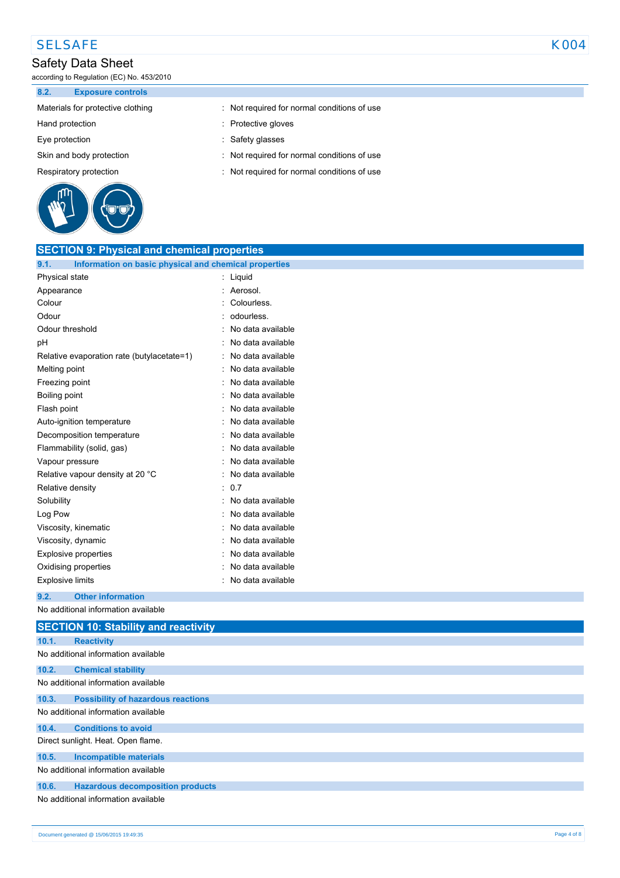### 8.2. Exposure controls

| | |
|---|---|
| Materials for protective clothing | : Not required for normal conditions of use |
| Hand protection | : Protective gloves |
| Eye protection | : Safety glasses |
| Skin and body protection | : Not required for normal conditions of use |
| Respiratory protection | : Not required for normal conditions of use |

## SECTION 9: Physical and chemical properties

### 9.1. Information on basic physical and chemical properties

| | |
|---|---|
| Physical state | : Liquid |
| Appearance | : Aerosol. |
| Colour | : Colourless. |
| Odour | : odourless. |
| Odour threshold | : No data available |
| pH | : No data available |
| Relative evaporation rate (butylacetate=1) | : No data available |
| Melting point | : No data available |
| Freezing point | : No data available |
| Boiling point | : No data available |
| Flash point | : No data available |
| Auto-ignition temperature | : No data available |
| Decomposition temperature | : No data available |
| Flammability (solid, gas) | : No data available |
| Vapour pressure | : No data available |
| Relative vapour density at 20 °C | : No data available |
| Relative density | : 0.7 |
| Solubility | : No data available |
| Log Pow | : No data available |
| Viscosity, kinematic | : No data available |
| Viscosity, dynamic | : No data available |
| Explosive properties | : No data available |
| Oxidising properties | : No data available |
| Explosive limits | : No data available |

### 9.2. Other information

No additional information available

## SECTION 10: Stability and reactivity

### 10.1. Reactivity

No additional information available

### 10.2. Chemical stability

No additional information available

### 10.3. Possibility of hazardous reactions

No additional information available

### 10.4. Conditions to avoid

Direct sunlight. Heat. Open flame.

### 10.5. Incompatible materials

No additional information available

### 10.6. Hazardous decomposition products

No additional information available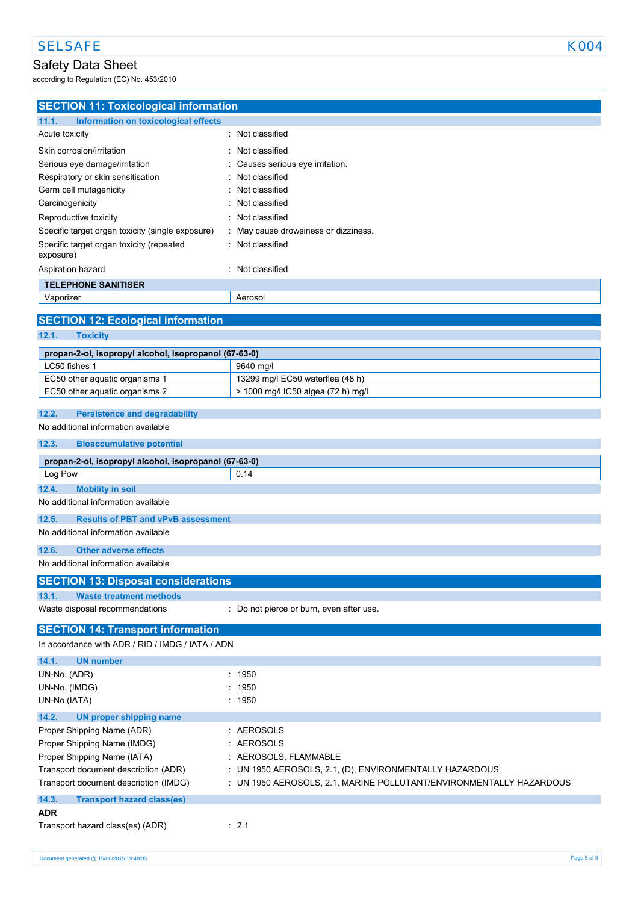## SECTION 11: Toxicological information

### 11.1. Information on toxicological effects

| | |
|---|---|
| Acute toxicity | : Not classified |
| Skin corrosion/irritation | : Not classified |
| Serious eye damage/irritation | : Causes serious eye irritation. |
| Respiratory or skin sensitisation | : Not classified |
| Germ cell mutagenicity | : Not classified |
| Carcinogenicity | : Not classified |
| Reproductive toxicity | : Not classified |
| Specific target organ toxicity (single exposure) | : May cause drowsiness or dizziness. |
| Specific target organ toxicity (repeated exposure) | : Not classified |
| Aspiration hazard | : Not classified |

| TELEPHONE SANITISER | |
|---|---|
| Vaporizer | Aerosol |

## SECTION 12: Ecological information

### 12.1. Toxicity

| propan-2-ol, isopropyl alcohol, isopropanol (67-63-0) | |
|---|---|
| LC50 fishes 1 | 9640 mg/l |
| EC50 other aquatic organisms 1 | 13299 mg/l EC50 waterflea (48 h) |
| EC50 other aquatic organisms 2 | > 1000 mg/l IC50 algea (72 h) mg/l |

### 12.2. Persistence and degradability

No additional information available

### 12.3. Bioaccumulative potential

| propan-2-ol, isopropyl alcohol, isopropanol (67-63-0) | |
|---|---|
| Log Pow | 0.14 |

### 12.4. Mobility in soil

No additional information available

### 12.5. Results of PBT and vPvB assessment

No additional information available

### 12.6. Other adverse effects

No additional information available

## SECTION 13: Disposal considerations

### 13.1. Waste treatment methods

| | |
|---|---|
| Waste disposal recommendations | : Do not pierce or burn, even after use. |

## SECTION 14: Transport information

In accordance with ADR / RID / IMDG / IATA / ADN

### 14.1. UN number

| | |
|---|---|
| UN-No. (ADR) | : 1950 |
| UN-No. (IMDG) | : 1950 |
| UN-No.(IATA) | : 1950 |

### 14.2. UN proper shipping name

| | |
|---|---|
| Proper Shipping Name (ADR) | : AEROSOLS |
| Proper Shipping Name (IMDG) | : AEROSOLS |
| Proper Shipping Name (IATA) | : AEROSOLS, FLAMMABLE |
| Transport document description (ADR) | : UN 1950 AEROSOLS, 2.1, (D), ENVIRONMENTALLY HAZARDOUS |
| Transport document description (IMDG) | : UN 1950 AEROSOLS, 2.1, MARINE POLLUTANT/ENVIRONMENTALLY HAZARDOUS |

### 14.3. Transport hazard class(es)

**ADR**

| | |
|---|---|
| Transport hazard class(es) (ADR) | : 2.1 |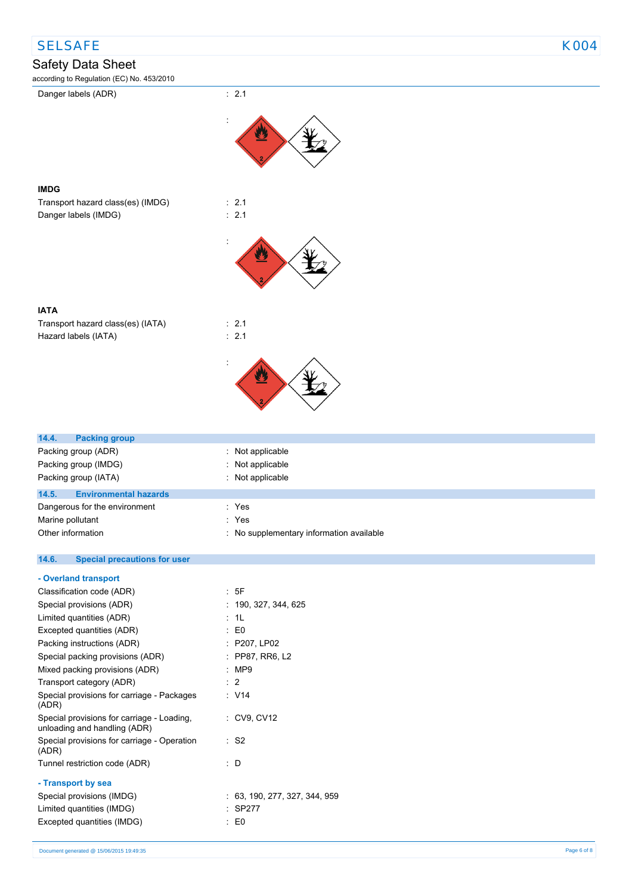Danger labels (ADR) : 2.1

:

**IMDG**

Transport hazard class(es) (IMDG) : 2.1

Danger labels (IMDG) : 2.1

:

**IATA**

Transport hazard class(es) (IATA) : 2.1

Hazard labels (IATA) : 2.1

:

## 14.4. Packing group

Packing group (ADR) : Not applicable

Packing group (IMDG) : Not applicable

Packing group (IATA) : Not applicable

## 14.5. Environmental hazards

Dangerous for the environment : Yes

Marine pollutant : Yes

Other information : No supplementary information available

## 14.6. Special precautions for user

### - Overland transport

Classification code (ADR) : 5F

Special provisions (ADR) : 190, 327, 344, 625

Limited quantities (ADR) : 1L

Excepted quantities (ADR) : E0

Packing instructions (ADR) : P207, LP02

Special packing provisions (ADR) : PP87, RR6, L2

Mixed packing provisions (ADR) : MP9

Transport category (ADR) : 2

Special provisions for carriage - Packages (ADR) : V14

Special provisions for carriage - Loading, unloading and handling (ADR) : CV9, CV12

Special provisions for carriage - Operation (ADR) : S2

Tunnel restriction code (ADR) : D

### - Transport by sea

Special provisions (IMDG) : 63, 190, 277, 327, 344, 959

Limited quantities (IMDG) : SP277

Excepted quantities (IMDG) : E0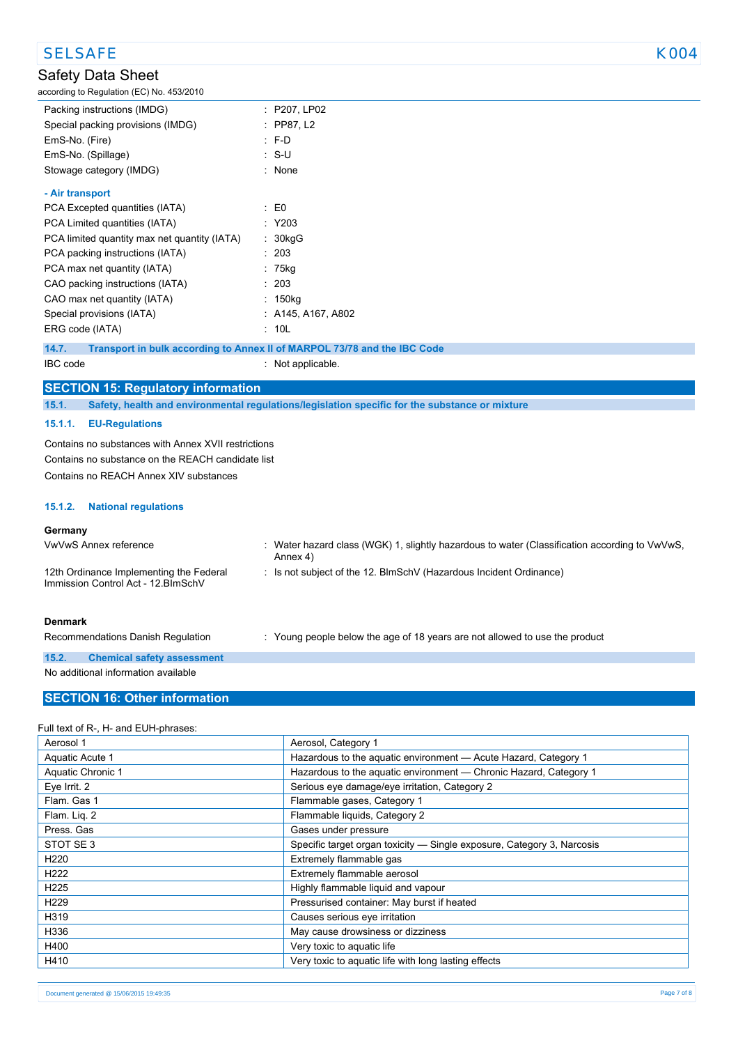| | | |
|---|---|---|
| Packing instructions (IMDG) | : | P207, LP02 |
| Special packing provisions (IMDG) | : | PP87, L2 |
| EmS-No. (Fire) | : | F-D |
| EmS-No. (Spillage) | : | S-U |
| Stowage category (IMDG) | : | None |

**- Air transport**

| | | |
|---|---|---|
| PCA Excepted quantities (IATA) | : | E0 |
| PCA Limited quantities (IATA) | : | Y203 |
| PCA limited quantity max net quantity (IATA) | : | 30kgG |
| PCA packing instructions (IATA) | : | 203 |
| PCA max net quantity (IATA) | : | 75kg |
| CAO packing instructions (IATA) | : | 203 |
| CAO max net quantity (IATA) | : | 150kg |
| Special provisions (IATA) | : | A145, A167, A802 |
| ERG code (IATA) | : | 10L |

### 14.7. Transport in bulk according to Annex II of MARPOL 73/78 and the IBC Code

IBC code : Not applicable.

## SECTION 15: Regulatory information

### 15.1. Safety, health and environmental regulations/legislation specific for the substance or mixture

#### 15.1.1. EU-Regulations

Contains no substances with Annex XVII restrictions

Contains no substance on the REACH candidate list

Contains no REACH Annex XIV substances

#### 15.1.2. National regulations

**Germany**

| | | |
|---|---|---|
| VwVwS Annex reference | : | Water hazard class (WGK) 1, slightly hazardous to water (Classification according to VwVwS, Annex 4) |
| 12th Ordinance Implementing the Federal Immission Control Act - 12.BImSchV | : | Is not subject of the 12. BlmSchV (Hazardous Incident Ordinance) |

**Denmark**

| | | |
|---|---|---|
| Recommendations Danish Regulation | : | Young people below the age of 18 years are not allowed to use the product |

### 15.2. Chemical safety assessment

No additional information available

## SECTION 16: Other information

Full text of R-, H- and EUH-phrases:

| | |
|---|---|
| Aerosol 1 | Aerosol, Category 1 |
| Aquatic Acute 1 | Hazardous to the aquatic environment — Acute Hazard, Category 1 |
| Aquatic Chronic 1 | Hazardous to the aquatic environment — Chronic Hazard, Category 1 |
| Eye Irrit. 2 | Serious eye damage/eye irritation, Category 2 |
| Flam. Gas 1 | Flammable gases, Category 1 |
| Flam. Liq. 2 | Flammable liquids, Category 2 |
| Press. Gas | Gases under pressure |
| STOT SE 3 | Specific target organ toxicity — Single exposure, Category 3, Narcosis |
| H220 | Extremely flammable gas |
| H222 | Extremely flammable aerosol |
| H225 | Highly flammable liquid and vapour |
| H229 | Pressurised container: May burst if heated |
| H319 | Causes serious eye irritation |
| H336 | May cause drowsiness or dizziness |
| H400 | Very toxic to aquatic life |
| H410 | Very toxic to aquatic life with long lasting effects |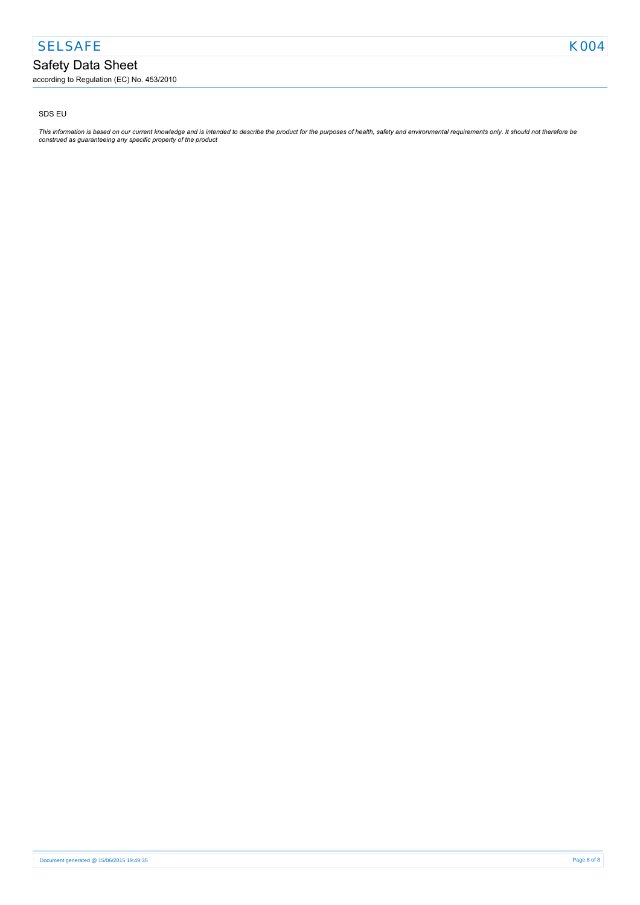SDS EU

*This information is based on our current knowledge and is intended to describe the product for the purposes of health, safety and environmental requirements only. It should not therefore be construed as guaranteeing any specific property of the product*